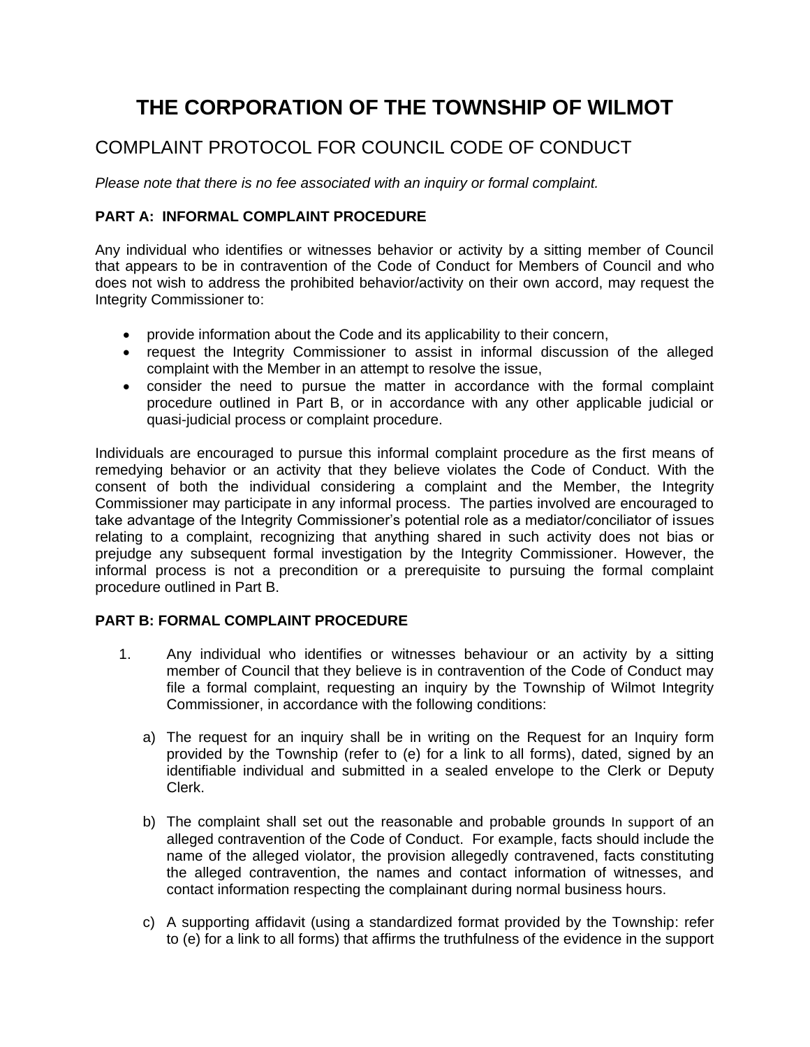# THE CORPORATION OF THE TOWNSHIP OF WILMOT

## COMPLAINT PROTOCOL FOR COUNCIL CODE OF CONDUCT

*Please note that there is no fee associated with an inquiry or formal complaint.*

**PART A: INFORMAL COMPLAINT PROCEDURE**

Any individual who identifies or witnesses behavior or activity by a sitting member of Council that appears to be in contravention of the Code of Conduct for Members of Council and who does not wish to address the prohibited behavior/activity on their own accord, may request the Integrity Commissioner to:

- provide information about the Code and its applicability to their concern,
- request the Integrity Commissioner to assist in informal discussion of the alleged complaint with the Member in an attempt to resolve the issue,
- consider the need to pursue the matter in accordance with the formal complaint procedure outlined in Part B, or in accordance with any other applicable judicial or quasi-judicial process or complaint procedure.

Individuals are encouraged to pursue this informal complaint procedure as the first means of remedying behavior or an activity that they believe violates the Code of Conduct. With the consent of both the individual considering a complaint and the Member, the Integrity Commissioner may participate in any informal process. The parties involved are encouraged to take advantage of the Integrity Commissioner's potential role as a mediator/conciliator of issues relating to a complaint, recognizing that anything shared in such activity does not bias or prejudge any subsequent formal investigation by the Integrity Commissioner. However, the informal process is not a precondition or a prerequisite to pursuing the formal complaint procedure outlined in Part B.

**PART B: FORMAL COMPLAINT PROCEDURE**

1. Any individual who identifies or witnesses behaviour or an activity by a sitting member of Council that they believe is in contravention of the Code of Conduct may file a formal complaint, requesting an inquiry by the Township of Wilmot Integrity Commissioner, in accordance with the following conditions:

   a) The request for an inquiry shall be in writing on the Request for an Inquiry form provided by the Township (refer to (e) for a link to all forms), dated, signed by an identifiable individual and submitted in a sealed envelope to the Clerk or Deputy Clerk.

   b) The complaint shall set out the reasonable and probable grounds In support of an alleged contravention of the Code of Conduct. For example, facts should include the name of the alleged violator, the provision allegedly contravened, facts constituting the alleged contravention, the names and contact information of witnesses, and contact information respecting the complainant during normal business hours.

   c) A supporting affidavit (using a standardized format provided by the Township: refer to (e) for a link to all forms) that affirms the truthfulness of the evidence in the support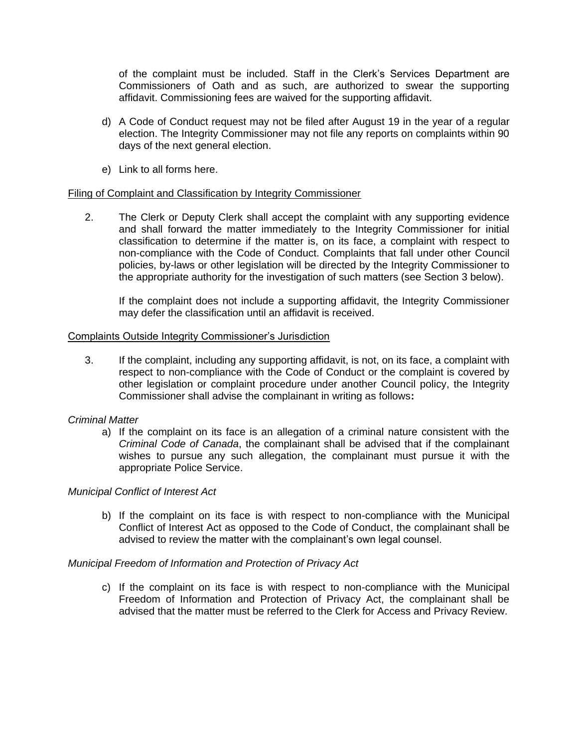of the complaint must be included. Staff in the Clerk's Services Department are Commissioners of Oath and as such, are authorized to swear the supporting affidavit. Commissioning fees are waived for the supporting affidavit.

d) A Code of Conduct request may not be filed after August 19 in the year of a regular election. The Integrity Commissioner may not file any reports on complaints within 90 days of the next general election.

e) Link to all forms here.

<u>Filing of Complaint and Classification by Integrity Commissioner</u>

2. The Clerk or Deputy Clerk shall accept the complaint with any supporting evidence and shall forward the matter immediately to the Integrity Commissioner for initial classification to determine if the matter is, on its face, a complaint with respect to non-compliance with the Code of Conduct. Complaints that fall under other Council policies, by-laws or other legislation will be directed by the Integrity Commissioner to the appropriate authority for the investigation of such matters (see Section 3 below).

   If the complaint does not include a supporting affidavit, the Integrity Commissioner may defer the classification until an affidavit is received.

<u>Complaints Outside Integrity Commissioner's Jurisdiction</u>

3. If the complaint, including any supporting affidavit, is not, on its face, a complaint with respect to non-compliance with the Code of Conduct or the complaint is covered by other legislation or complaint procedure under another Council policy, the Integrity Commissioner shall advise the complainant in writing as follows**:**

*Criminal Matter*

a) If the complaint on its face is an allegation of a criminal nature consistent with the *Criminal Code of Canada*, the complainant shall be advised that if the complainant wishes to pursue any such allegation, the complainant must pursue it with the appropriate Police Service.

*Municipal Conflict of Interest Act*

b) If the complaint on its face is with respect to non-compliance with the Municipal Conflict of Interest Act as opposed to the Code of Conduct, the complainant shall be advised to review the matter with the complainant's own legal counsel.

*Municipal Freedom of Information and Protection of Privacy Act*

c) If the complaint on its face is with respect to non-compliance with the Municipal Freedom of Information and Protection of Privacy Act, the complainant shall be advised that the matter must be referred to the Clerk for Access and Privacy Review.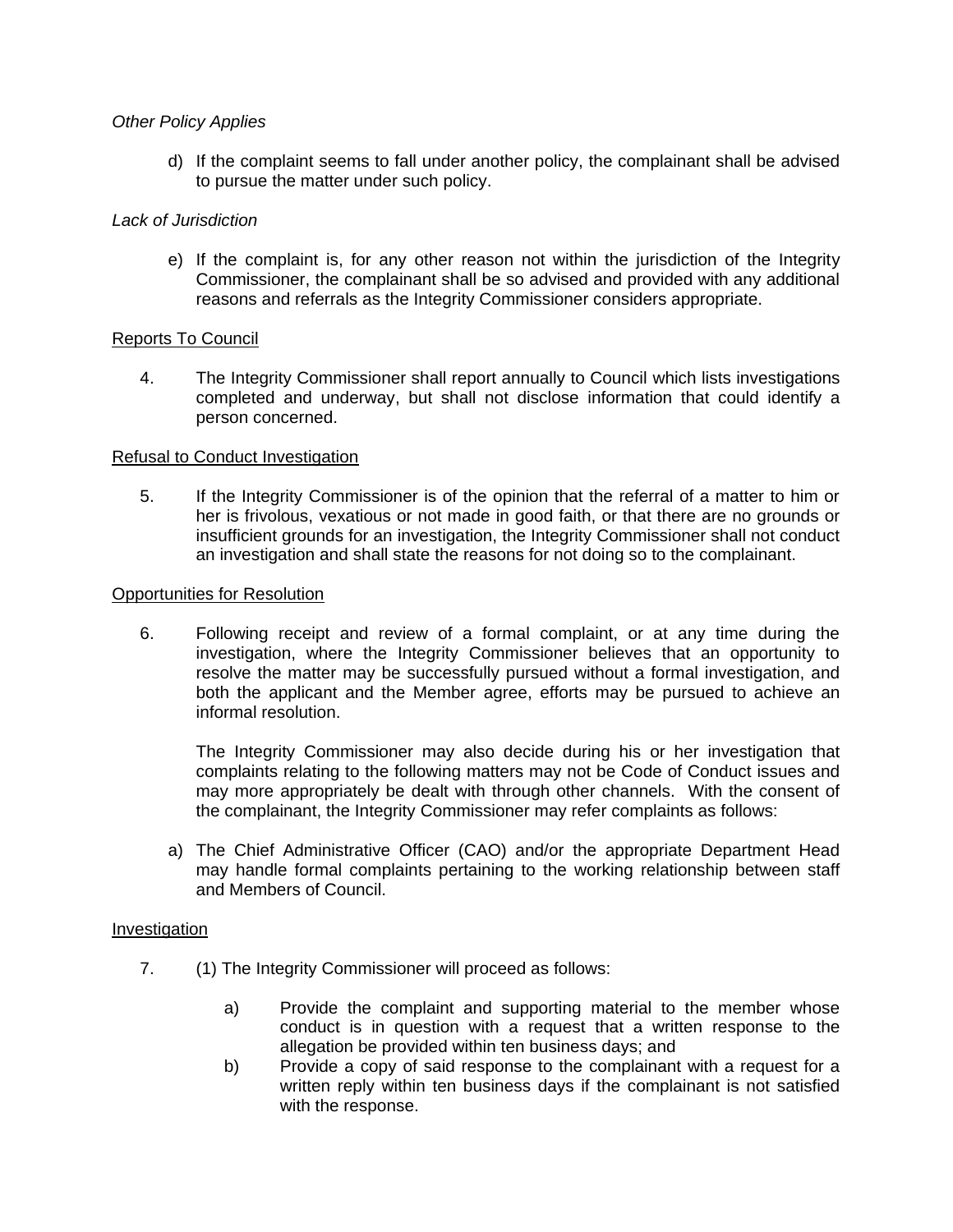*Other Policy Applies*

d) If the complaint seems to fall under another policy, the complainant shall be advised to pursue the matter under such policy.

*Lack of Jurisdiction*

e) If the complaint is, for any other reason not within the jurisdiction of the Integrity Commissioner, the complainant shall be so advised and provided with any additional reasons and referrals as the Integrity Commissioner considers appropriate.

<u>Reports To Council</u>

4. The Integrity Commissioner shall report annually to Council which lists investigations completed and underway, but shall not disclose information that could identify a person concerned.

<u>Refusal to Conduct Investigation</u>

5. If the Integrity Commissioner is of the opinion that the referral of a matter to him or her is frivolous, vexatious or not made in good faith, or that there are no grounds or insufficient grounds for an investigation, the Integrity Commissioner shall not conduct an investigation and shall state the reasons for not doing so to the complainant.

<u>Opportunities for Resolution</u>

6. Following receipt and review of a formal complaint, or at any time during the investigation, where the Integrity Commissioner believes that an opportunity to resolve the matter may be successfully pursued without a formal investigation, and both the applicant and the Member agree, efforts may be pursued to achieve an informal resolution.

   The Integrity Commissioner may also decide during his or her investigation that complaints relating to the following matters may not be Code of Conduct issues and may more appropriately be dealt with through other channels. With the consent of the complainant, the Integrity Commissioner may refer complaints as follows:

a) The Chief Administrative Officer (CAO) and/or the appropriate Department Head may handle formal complaints pertaining to the working relationship between staff and Members of Council.

<u>Investigation</u>

7. (1) The Integrity Commissioner will proceed as follows:

   a) Provide the complaint and supporting material to the member whose conduct is in question with a request that a written response to the allegation be provided within ten business days; and
   b) Provide a copy of said response to the complainant with a request for a written reply within ten business days if the complainant is not satisfied with the response.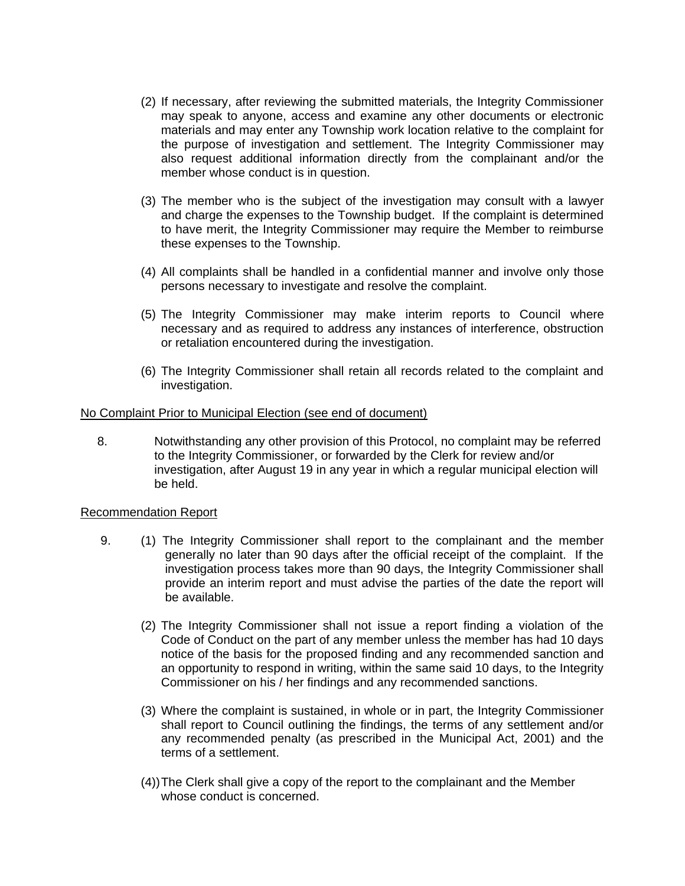(2) If necessary, after reviewing the submitted materials, the Integrity Commissioner may speak to anyone, access and examine any other documents or electronic materials and may enter any Township work location relative to the complaint for the purpose of investigation and settlement. The Integrity Commissioner may also request additional information directly from the complainant and/or the member whose conduct is in question.

(3) The member who is the subject of the investigation may consult with a lawyer and charge the expenses to the Township budget. If the complaint is determined to have merit, the Integrity Commissioner may require the Member to reimburse these expenses to the Township.

(4) All complaints shall be handled in a confidential manner and involve only those persons necessary to investigate and resolve the complaint.

(5) The Integrity Commissioner may make interim reports to Council where necessary and as required to address any instances of interference, obstruction or retaliation encountered during the investigation.

(6) The Integrity Commissioner shall retain all records related to the complaint and investigation.

<u>No Complaint Prior to Municipal Election (see end of document)</u>

8. Notwithstanding any other provision of this Protocol, no complaint may be referred to the Integrity Commissioner, or forwarded by the Clerk for review and/or investigation, after August 19 in any year in which a regular municipal election will be held.

<u>Recommendation Report</u>

9. (1) The Integrity Commissioner shall report to the complainant and the member generally no later than 90 days after the official receipt of the complaint. If the investigation process takes more than 90 days, the Integrity Commissioner shall provide an interim report and must advise the parties of the date the report will be available.

(2) The Integrity Commissioner shall not issue a report finding a violation of the Code of Conduct on the part of any member unless the member has had 10 days notice of the basis for the proposed finding and any recommended sanction and an opportunity to respond in writing, within the same said 10 days, to the Integrity Commissioner on his / her findings and any recommended sanctions.

(3) Where the complaint is sustained, in whole or in part, the Integrity Commissioner shall report to Council outlining the findings, the terms of any settlement and/or any recommended penalty (as prescribed in the Municipal Act, 2001) and the terms of a settlement.

(4)) The Clerk shall give a copy of the report to the complainant and the Member whose conduct is concerned.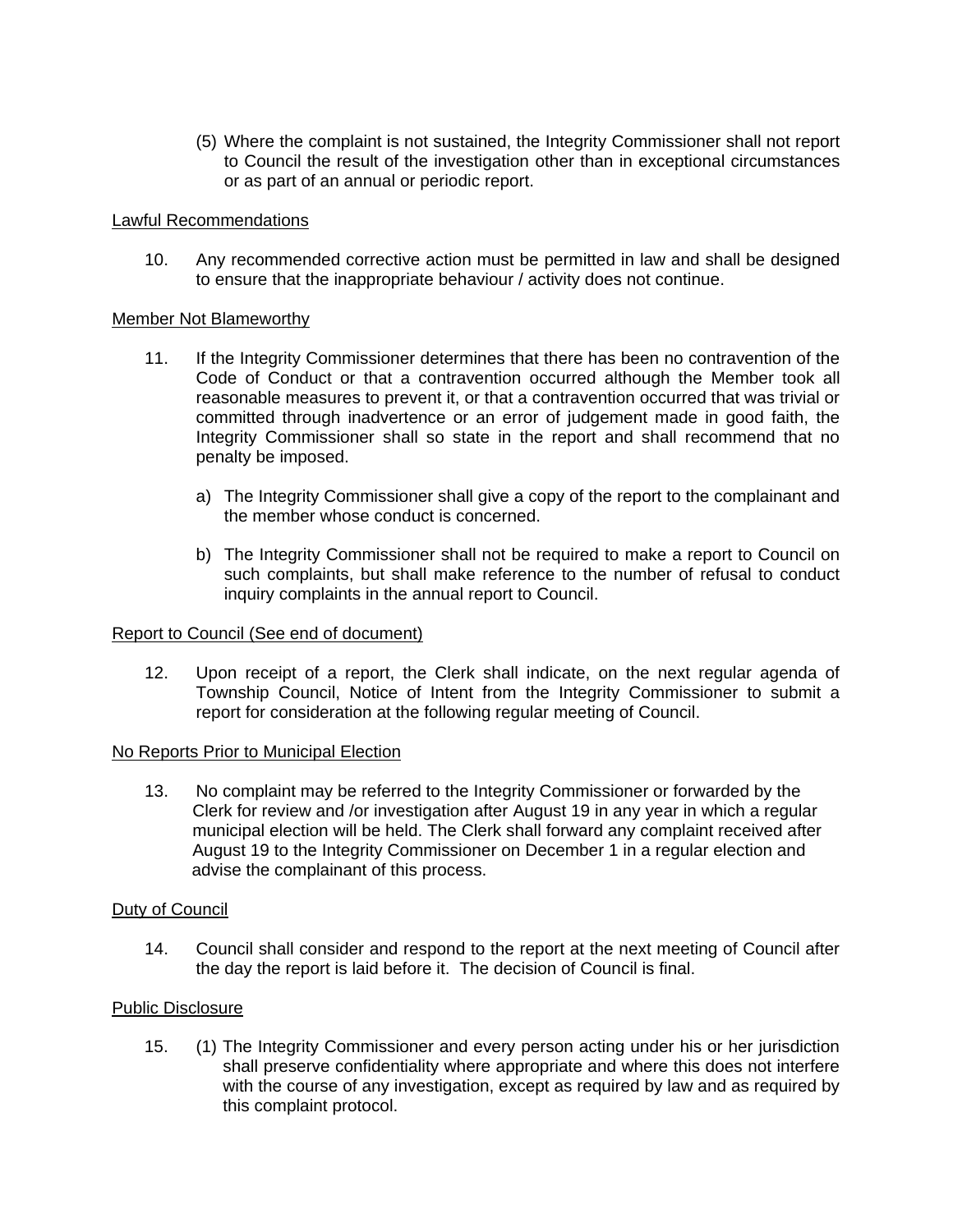(5) Where the complaint is not sustained, the Integrity Commissioner shall not report to Council the result of the investigation other than in exceptional circumstances or as part of an annual or periodic report.

<u>Lawful Recommendations</u>

10. Any recommended corrective action must be permitted in law and shall be designed to ensure that the inappropriate behaviour / activity does not continue.

<u>Member Not Blameworthy</u>

11. If the Integrity Commissioner determines that there has been no contravention of the Code of Conduct or that a contravention occurred although the Member took all reasonable measures to prevent it, or that a contravention occurred that was trivial or committed through inadvertence or an error of judgement made in good faith, the Integrity Commissioner shall so state in the report and shall recommend that no penalty be imposed.

    a) The Integrity Commissioner shall give a copy of the report to the complainant and the member whose conduct is concerned.

    b) The Integrity Commissioner shall not be required to make a report to Council on such complaints, but shall make reference to the number of refusal to conduct inquiry complaints in the annual report to Council.

<u>Report to Council (See end of document)</u>

12. Upon receipt of a report, the Clerk shall indicate, on the next regular agenda of Township Council, Notice of Intent from the Integrity Commissioner to submit a report for consideration at the following regular meeting of Council.

<u>No Reports Prior to Municipal Election</u>

13. No complaint may be referred to the Integrity Commissioner or forwarded by the Clerk for review and /or investigation after August 19 in any year in which a regular municipal election will be held. The Clerk shall forward any complaint received after August 19 to the Integrity Commissioner on December 1 in a regular election and advise the complainant of this process.

<u>Duty of Council</u>

14. Council shall consider and respond to the report at the next meeting of Council after the day the report is laid before it. The decision of Council is final.

<u>Public Disclosure</u>

15. (1) The Integrity Commissioner and every person acting under his or her jurisdiction shall preserve confidentiality where appropriate and where this does not interfere with the course of any investigation, except as required by law and as required by this complaint protocol.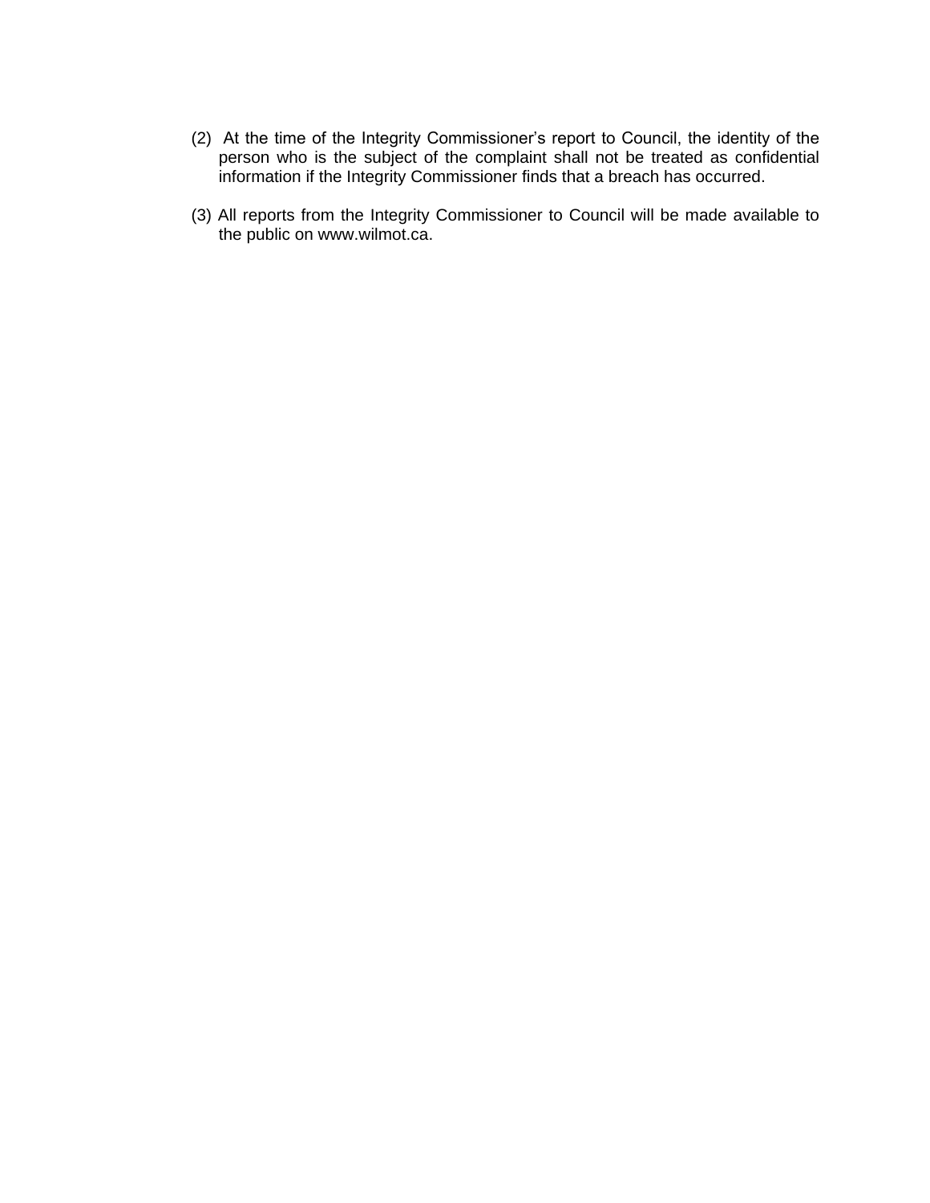(2) At the time of the Integrity Commissioner's report to Council, the identity of the person who is the subject of the complaint shall not be treated as confidential information if the Integrity Commissioner finds that a breach has occurred.

(3) All reports from the Integrity Commissioner to Council will be made available to the public on www.wilmot.ca.